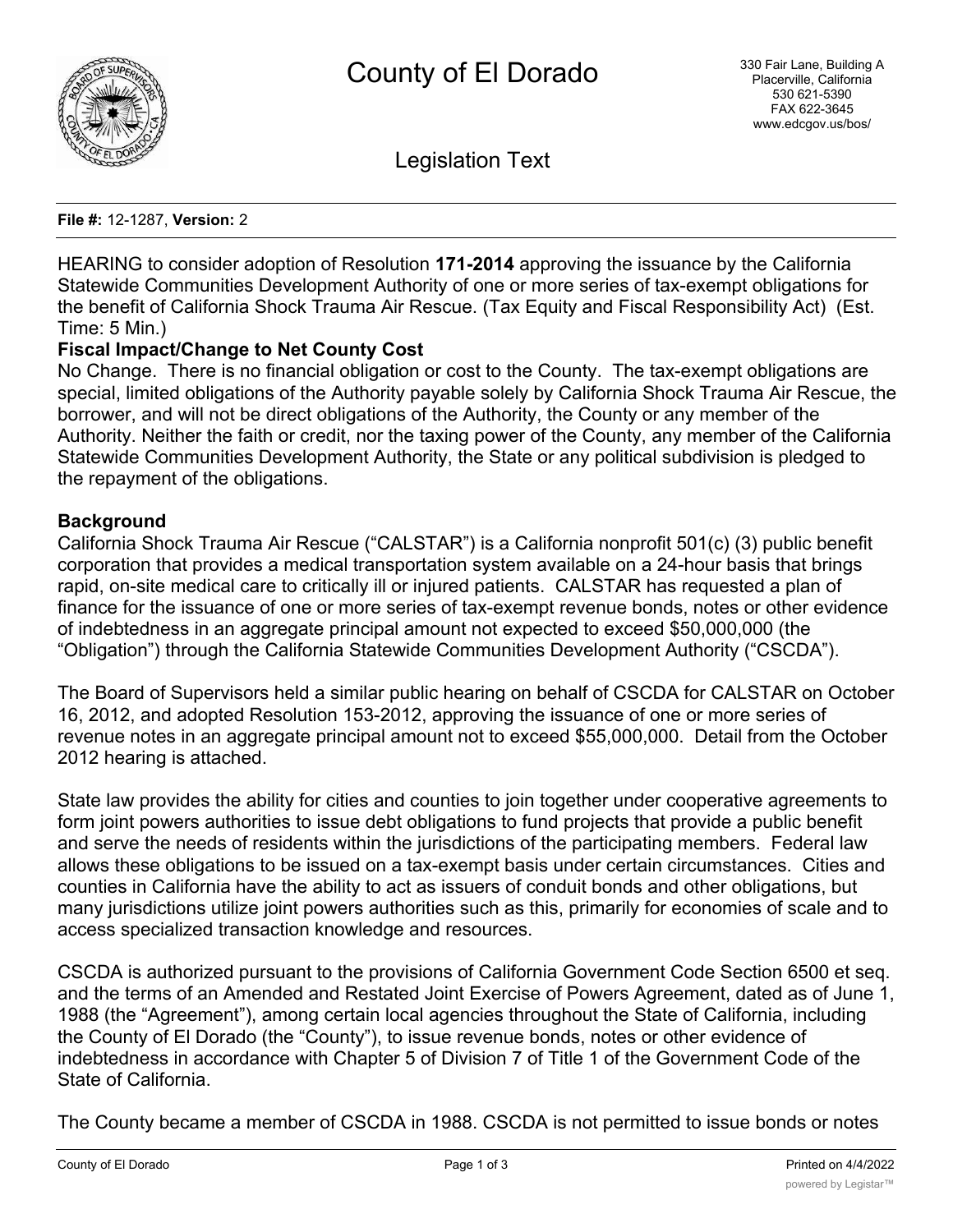# County of El Dorado

330 Fair Lane, Building A
Placerville, California
530 621-5390
FAX 622-3645
www.edcgov.us/bos/

## Legislation Text

**File #:** 12-1287, **Version:** 2

HEARING to consider adoption of Resolution **171-2014** approving the issuance by the California Statewide Communities Development Authority of one or more series of tax-exempt obligations for the benefit of California Shock Trauma Air Rescue. (Tax Equity and Fiscal Responsibility Act) (Est. Time: 5 Min.)

**Fiscal Impact/Change to Net County Cost**

No Change. There is no financial obligation or cost to the County. The tax-exempt obligations are special, limited obligations of the Authority payable solely by California Shock Trauma Air Rescue, the borrower, and will not be direct obligations of the Authority, the County or any member of the Authority. Neither the faith or credit, nor the taxing power of the County, any member of the California Statewide Communities Development Authority, the State or any political subdivision is pledged to the repayment of the obligations.

**Background**

California Shock Trauma Air Rescue ("CALSTAR") is a California nonprofit 501(c) (3) public benefit corporation that provides a medical transportation system available on a 24-hour basis that brings rapid, on-site medical care to critically ill or injured patients. CALSTAR has requested a plan of finance for the issuance of one or more series of tax-exempt revenue bonds, notes or other evidence of indebtedness in an aggregate principal amount not expected to exceed $50,000,000 (the "Obligation") through the California Statewide Communities Development Authority ("CSCDA").

The Board of Supervisors held a similar public hearing on behalf of CSCDA for CALSTAR on October 16, 2012, and adopted Resolution 153-2012, approving the issuance of one or more series of revenue notes in an aggregate principal amount not to exceed $55,000,000. Detail from the October 2012 hearing is attached.

State law provides the ability for cities and counties to join together under cooperative agreements to form joint powers authorities to issue debt obligations to fund projects that provide a public benefit and serve the needs of residents within the jurisdictions of the participating members. Federal law allows these obligations to be issued on a tax-exempt basis under certain circumstances. Cities and counties in California have the ability to act as issuers of conduit bonds and other obligations, but many jurisdictions utilize joint powers authorities such as this, primarily for economies of scale and to access specialized transaction knowledge and resources.

CSCDA is authorized pursuant to the provisions of California Government Code Section 6500 et seq. and the terms of an Amended and Restated Joint Exercise of Powers Agreement, dated as of June 1, 1988 (the "Agreement"), among certain local agencies throughout the State of California, including the County of El Dorado (the "County"), to issue revenue bonds, notes or other evidence of indebtedness in accordance with Chapter 5 of Division 7 of Title 1 of the Government Code of the State of California.

The County became a member of CSCDA in 1988. CSCDA is not permitted to issue bonds or notes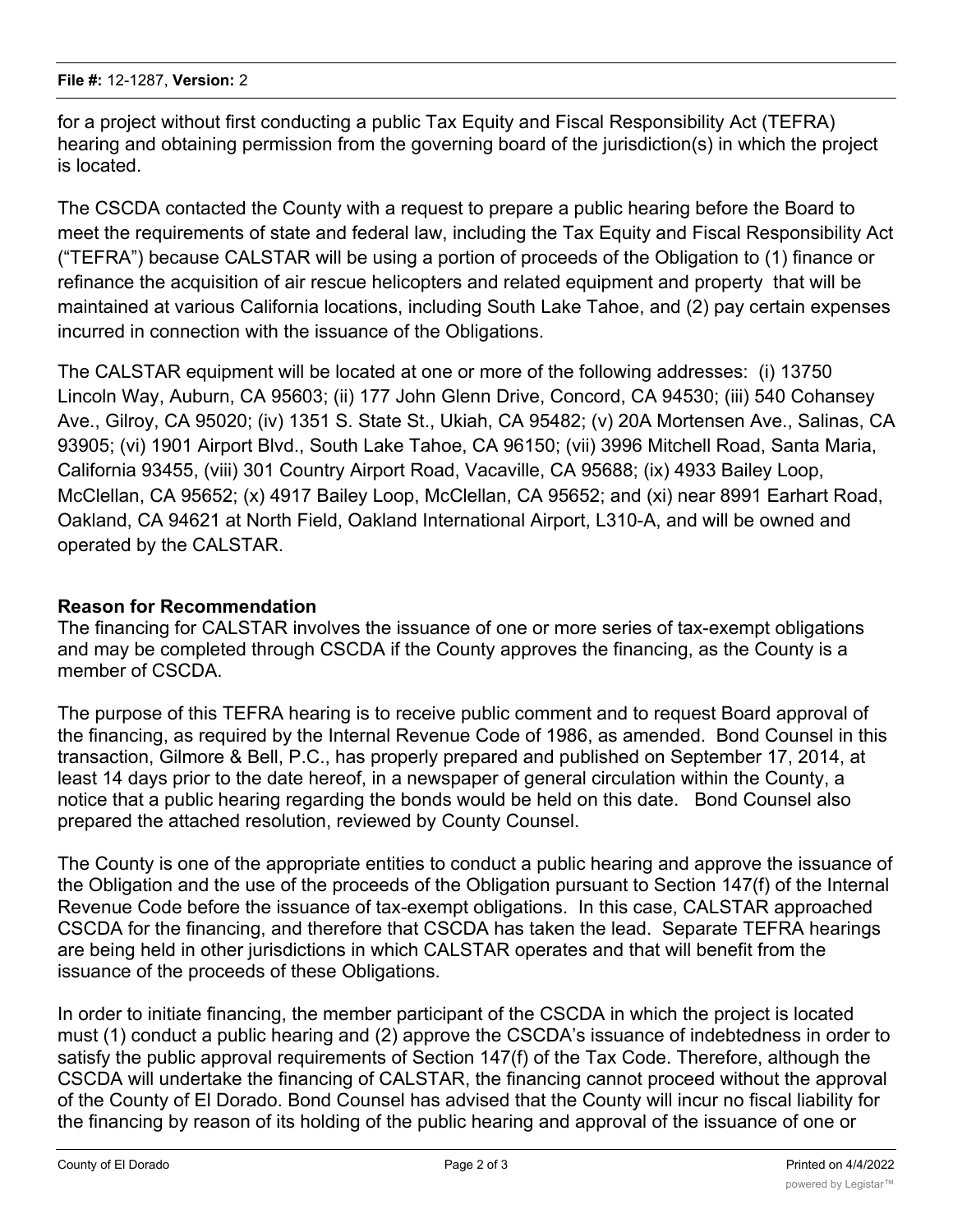for a project without first conducting a public Tax Equity and Fiscal Responsibility Act (TEFRA) hearing and obtaining permission from the governing board of the jurisdiction(s) in which the project is located.

The CSCDA contacted the County with a request to prepare a public hearing before the Board to meet the requirements of state and federal law, including the Tax Equity and Fiscal Responsibility Act ("TEFRA") because CALSTAR will be using a portion of proceeds of the Obligation to (1) finance or refinance the acquisition of air rescue helicopters and related equipment and property that will be maintained at various California locations, including South Lake Tahoe, and (2) pay certain expenses incurred in connection with the issuance of the Obligations.

The CALSTAR equipment will be located at one or more of the following addresses: (i) 13750 Lincoln Way, Auburn, CA 95603; (ii) 177 John Glenn Drive, Concord, CA 94530; (iii) 540 Cohansey Ave., Gilroy, CA 95020; (iv) 1351 S. State St., Ukiah, CA 95482; (v) 20A Mortensen Ave., Salinas, CA 93905; (vi) 1901 Airport Blvd., South Lake Tahoe, CA 96150; (vii) 3996 Mitchell Road, Santa Maria, California 93455, (viii) 301 Country Airport Road, Vacaville, CA 95688; (ix) 4933 Bailey Loop, McClellan, CA 95652; (x) 4917 Bailey Loop, McClellan, CA 95652; and (xi) near 8991 Earhart Road, Oakland, CA 94621 at North Field, Oakland International Airport, L310-A, and will be owned and operated by the CALSTAR.

**Reason for Recommendation**

The financing for CALSTAR involves the issuance of one or more series of tax-exempt obligations and may be completed through CSCDA if the County approves the financing, as the County is a member of CSCDA.

The purpose of this TEFRA hearing is to receive public comment and to request Board approval of the financing, as required by the Internal Revenue Code of 1986, as amended. Bond Counsel in this transaction, Gilmore & Bell, P.C., has properly prepared and published on September 17, 2014, at least 14 days prior to the date hereof, in a newspaper of general circulation within the County, a notice that a public hearing regarding the bonds would be held on this date. Bond Counsel also prepared the attached resolution, reviewed by County Counsel.

The County is one of the appropriate entities to conduct a public hearing and approve the issuance of the Obligation and the use of the proceeds of the Obligation pursuant to Section 147(f) of the Internal Revenue Code before the issuance of tax-exempt obligations. In this case, CALSTAR approached CSCDA for the financing, and therefore that CSCDA has taken the lead. Separate TEFRA hearings are being held in other jurisdictions in which CALSTAR operates and that will benefit from the issuance of the proceeds of these Obligations.

In order to initiate financing, the member participant of the CSCDA in which the project is located must (1) conduct a public hearing and (2) approve the CSCDA's issuance of indebtedness in order to satisfy the public approval requirements of Section 147(f) of the Tax Code. Therefore, although the CSCDA will undertake the financing of CALSTAR, the financing cannot proceed without the approval of the County of El Dorado. Bond Counsel has advised that the County will incur no fiscal liability for the financing by reason of its holding of the public hearing and approval of the issuance of one or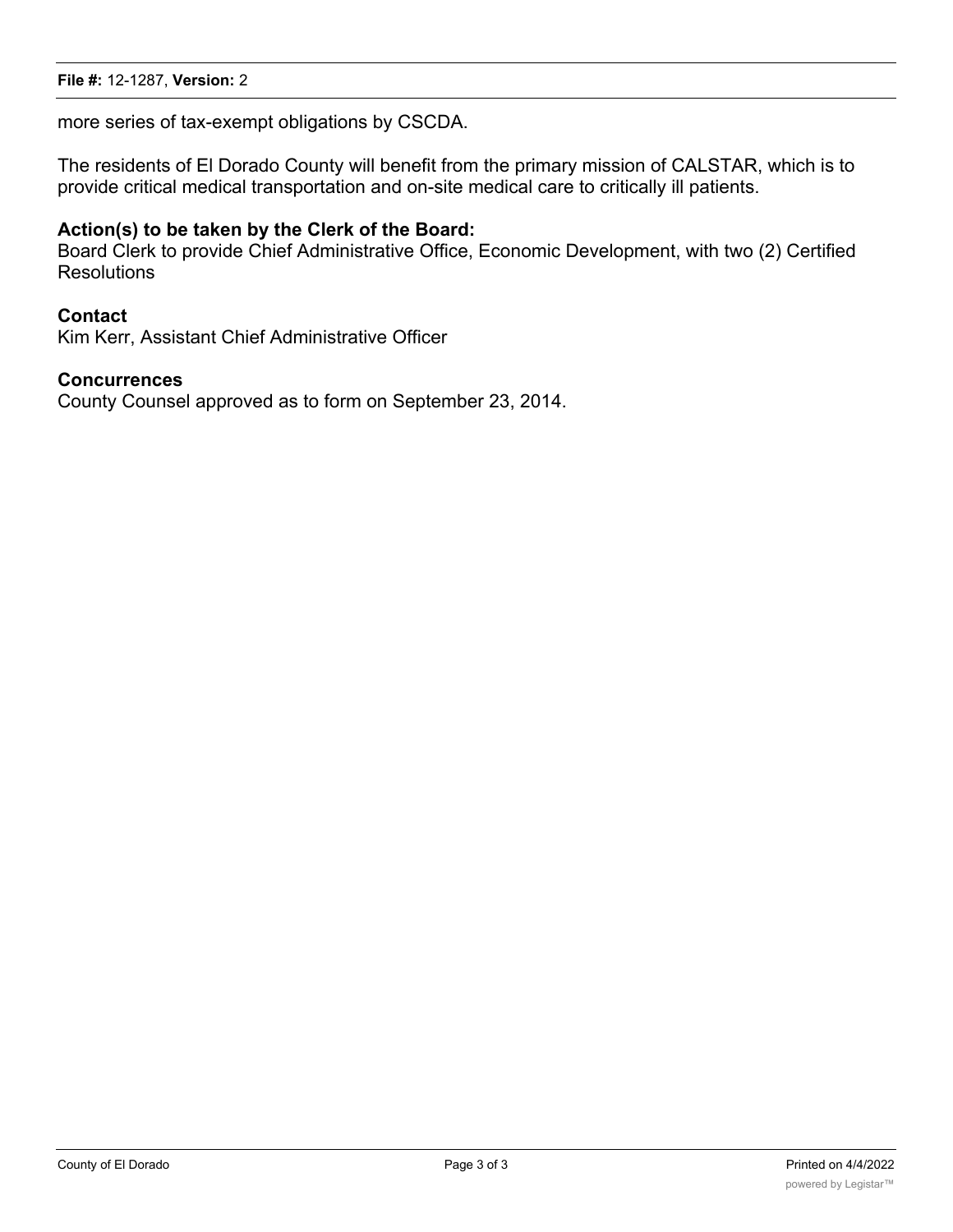more series of tax-exempt obligations by CSCDA.

The residents of El Dorado County will benefit from the primary mission of CALSTAR, which is to provide critical medical transportation and on-site medical care to critically ill patients.

**Action(s) to be taken by the Clerk of the Board:**

Board Clerk to provide Chief Administrative Office, Economic Development, with two (2) Certified Resolutions

**Contact**

Kim Kerr, Assistant Chief Administrative Officer

**Concurrences**

County Counsel approved as to form on September 23, 2014.